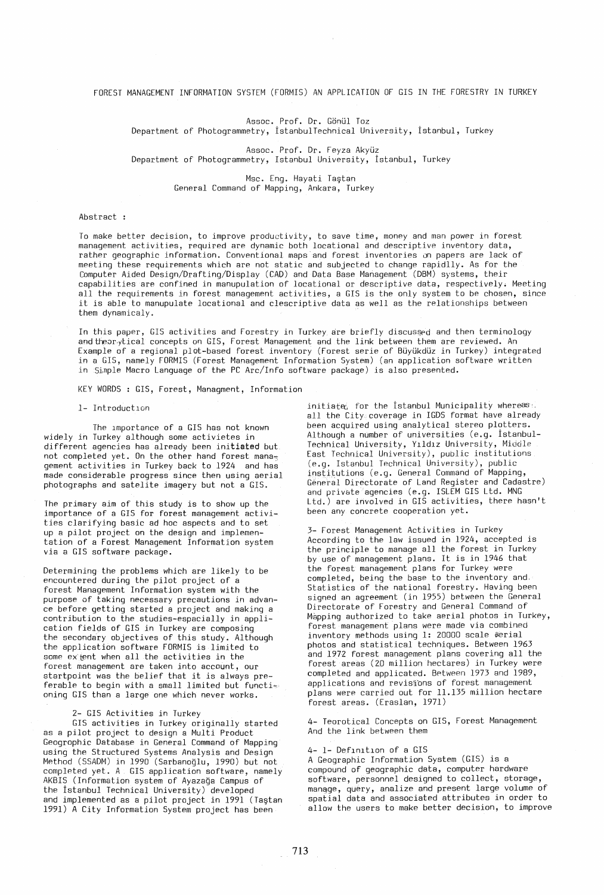# FOREST MANAGEMENT INFORMATION SYSTEM (FORMIS) AN APPLICATION OF GIS IN THE FORESTRY IN TURKEY

Assoc. Prof. Dr. Gönül Toz
Department of Photogrammetry, İstanbulTechnical University, İstanbul, Turkey

Assoc. Prof. Dr. Feyza Akyüz
Department of Photogrammetry, Istanbul University, İstanbul, Turkey

Msc. Eng. Hayati Taştan
General Command of Mapping, Ankara, Turkey

Abstract :

To make better decision, to improve productivity, to save time, money and man power in forest management activities, required are dynamic both locational and descriptive inventory data, rather geographic information. Conventional maps and forest inventories on papers are lack of meeting these requirements which are not static and subjected to change rapidlly. As for the Computer Aided Design/Drafting/Display (CAD) and Data Base Management (DBM) systems, their capabilities are confined in manupulation of locational or descriptive data, respectively. Meeting all the requirements in forest management activities, a GIS is the only system to be chosen, since it is able to manupulate locational and clescriptive data as well as the relationships between them dynamicaly.

In this paper, GIS activities and Forestry in Turkey are briefly discussed and then terminology and theor.ytical concepts on GIS, Forest Management and the link between them are reviewed. An Example of a regional plot-based forest inventory (Forest serie of Büyükdüz in Turkey) integrated in a GIS, namely FORMIS (Forest Management Information System) (an application software written in Simple Macro Language of the PC Arc/Info software package) is also presented.

KEY WORDS : GIS, Forest, Managment, Information

## 1- Introduction

The importance of a GIS has not known widely in Turkey although some activietes in different agencies has already been initiated but not completed yet. On the other hand forest management activities in Turkey back to 1924 and has made considerable progress since then using aerial photographs and satelite imagery but not a GIS.

The primary aim of this study is to show up the importance of a GIS for forest management activities clarifying basic ad hoc aspects and to set up a pilot project on the design and implementation of a Forest Management Information system via a GIS software package.

Determining the problems which are likely to be encountered during the pilot project of a forest Management Information system with the purpose of taking necessary precautions in advance before getting started a project and making a contribution to the studies-espacially in application fields of GIS in Turkey are composing the secondary objectives of this study. Although the application software FORMIS is limited to some extent when all the activities in the forest management are taken into account, our startpoint was the belief that it is always preferable to begin with a small limited but functioning GIS than a large one which never works.

## 2- GIS Activities in Turkey

GIS activities in Turkey originally started as a pilot project to design a Multi Product Geographic Database in General Command of Mapping using the Structured Systems Analysis and Design Method (SSADM) in 1990 (Sarbanoğlu, 1990) but not completed yet. A GIS application software, namely AKBIS (Information system of Ayazağa Campus of the İstanbul Technical University) developed and implemented as a pilot project in 1991 (Taştan 1991) A City Information System project has been initiated for the İstanbul Municipality whereas all the City coverage in IGDS format have already been acquired using analytical stereo plotters. Although a number of universities (e.g. İstanbul-Technical University, Yıldız University, Middle East Technical University), public institutions (e.g. Istanbul Technical University), public institutions (e.g. General Command of Mapping, General Directorate of Land Register and Cadastre) and private agencies (e.g. ISLEM GIS Ltd. MNG Ltd.) are involved in GIS activities, there hasn't been any concrete cooperation yet.

## 3- Forest Management Activities in Turkey

According to the law issued in 1924, accepted is the principle to manage all the forest in Turkey by use of management plans. It is in 1946 that the forest management plans for Turkey were completed, being the base to the inventory and Statistics of the national forestry. Having been signed an agreement (in 1955) between the General Directorate of Forestry and General Command of Mapping authorized to take aerial photos in Turkey, forest management plans were made via combined inventory methods using 1: 20000 scale aerial photos and statistical techniques. Between 1963 and 1972 forest management plans covering all the forest areas (20 million hectares) in Turkey were completed and applicated. Between 1973 and 1989, applications and revisions of forest management plans were carried out for 11.135 million hectare forest areas. (Eraslan, 1971)

## 4- Teorotical Concepts on GIS, Forest Management And the link between them

### 4- 1- Definition of a GIS

A Geographic Information System (GIS) is a compound of geographic data, computer hardware software, personnel designed to collect, storage, manage, query, analize and present large volume of spatial data and associated attributes in order to allow the users to make better decision, to improve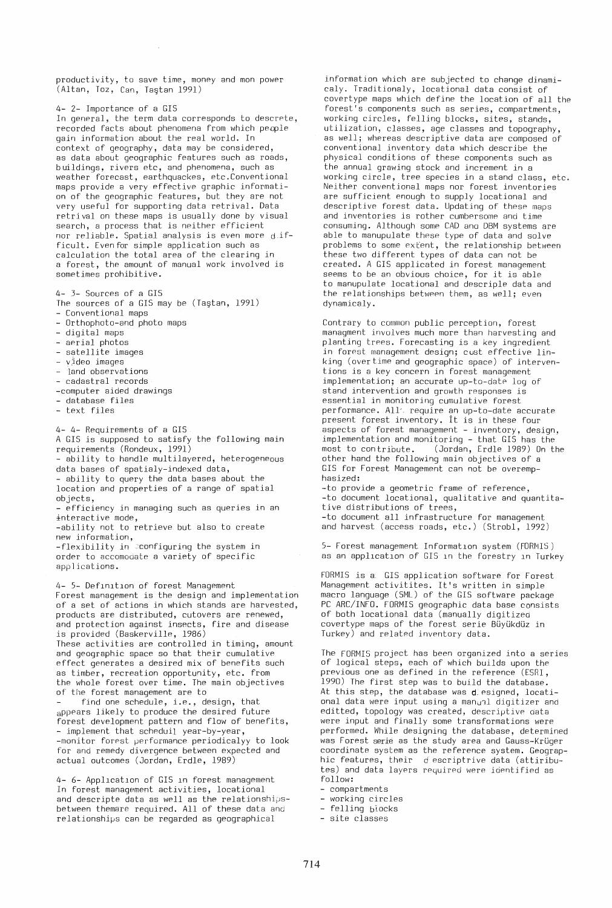productivity, to save time, money and mon power (Altan, Toz, Can, Taştan 1991)

### 4- 2- Importance of a GIS

In general, the term data corresponds to descrete, recorded facts about phenomena from which people gain information about the real world. In context of geography, data may be considered, as data about geographic features such as roads, buildings, rivers etc, and phenomena, such as weather forecast, earthquackes, etc.Conventional maps provide a very effective graphic information of the geographic features, but they are not very useful for supporting data retrival. Data retrival on these maps is usually done by visual search, a process that is neither efficient nor reliable. Spatial analysis is even more dificult. Even for simple application such as calculation the total area of the clearing in a forest, the amount of manual work involved is sometimes prohibitive.

### 4- 3- Sources of a GIS

The sources of a GIS may be (Taştan, 1991)

- Conventional maps
- Orthophoto-and photo maps
- digital maps
- aerial photos
- satellite images
- video images
- land observations
- cadastral records
- computer aided drawings
- database files
- text files

### 4- 4- Requirements of a GIS

A GIS is supposed to satisfy the following main requirements (Rondeux, 1991)

- ability to handle multilayered, heterogeneous data bases of spatialy-indexed data,
- ability to query the data bases about the location and properties of a range of spatial objects,
- efficiency in managing such as queries in an interactive mode,
- ability not to retrieve but also to create new information,
- flexibility in configuring the system in order to accomoaate a variety of specific applications.

### 4- 5- Definition of forest Management

Forest management is the design and implementation of a set of actions in which stands are harvested, products are distributed, cutovers are renewed, and protection against insects, fire and disease is provided (Baskerville, 1986)

These activities are controlled in timing, amount and geographic space so that their cumulative effect generates a desired mix of benefits such as timber, recreation opportunity, etc. from the whole forest over time. The main objectives of the forest management are to

- find one schedule, i.e., design, that appears likely to produce the desired future forest development pattern and flow of benefits,
- implement that scheduil year-by-year,
- monitor forest performance periodicalyy to look for and remedy divergence between expected and actual outcomes (Jordan, Erdle, 1989)

### 4- 6- Application of GIS in forest management

In forest management activities, locational and descripte data as well as the relationships between themare required. All of these data and relationships can be regarded as geographical information which are subjected to change dinamicaly. Traditionaly, locational data consist of covertype maps which define the location of all the forest's components such as series, compartments, working circles, felling blocks, sites, stands, utilization, classes, age classes and topography, as well; whereas descriptive data are composed of conventional inventory data which describe the physical conditions of these components such as the annual grawing stock and increment in a working circle, tree species in a stand class, etc. Neither conventional maps nor forest inventories are sufficient enough to supply locational and descriptive forest data. Updating of these maps and inventories is rother cumbersome and time consuming. Although some CAD and DBM systems are able to manupulate these type of data and solve problems to some extent, the relationship between these two different types of data can not be created. A GIS applicated in forest management seems to be an obvious choice, for it is able to manupulate locational and descriple data and the relationships between them, as well; even dynamicaly.

Contrary to common public perception, forest managment involves much more than harvesting and planting trees. Forecasting is a key ingredient in forest management design; cost effective linking (overtime and geographic space) of interventions is a key concern in forest management implementation; an accurate up-to-date log of stand intervention and growth responses is essential in monitoring cumulative forest performance. All require an up-to-date accurate present forest inventory. It is in these four aspects of forest management - inventory, design, implementation and monitoring - that GIS has the most to contribute. (Jordan, Erdle 1989) On the other hand the following main objectives of a GIS for Forest Management can not be overemphasized:

- to provide a geometric frame of reference,
- to document locational, qualitative and quantitative distributions of trees,
- to document all infrastructure for management and harvest (access roads, etc.) (Strobl, 1992)

## 5- Forest management Information system (FORMIS) as an application of GIS in the forestry in Turkey

FORMIS is a GIS application software for Forest Management activitites. It's written in simple macro language (SML) of the GIS software package PC ARC/INFO. FORMIS geographic data base consists of both locational data (manually digitized covertype maps of the forest serie Büyükdüz in Turkey) and related inventory data.

The FORMIS project has been organized into a series of logical steps, each of which builds upon the previous one as defined in the reference (ESRI, 1990) The first step was to build the database. At this step, the database was designed, locational data were input using a manual digitizer and editted, topology was created, descriptive data were input and finally some transformations were performed. While designing the database, determined was Forest serie as the study area and Gauss-Krüger coordinate system as the reference system. Geographic features, their descriptrive data (attiributes) and data layers required were identified as follow:

- compartments
- working circles
- felling blocks
- site classes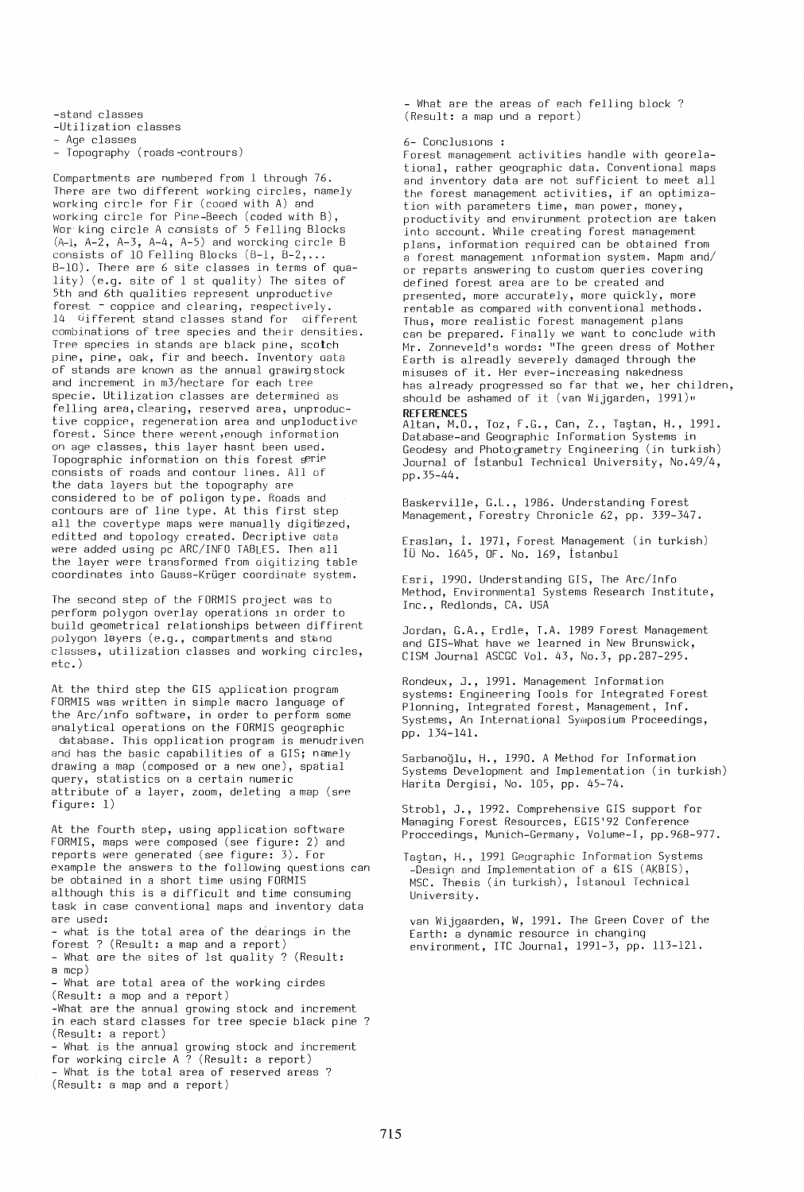- stand classes
- Utilization classes
- Age classes
- Topography (roads-contrours)

Compartments are numbered from 1 through 76. There are two different working circles, namely working circle for Fir (coded with A) and working circle for Pine-Beech (coded with B), Working circle A consists of 5 Felling Blocks (A-1, A-2, A-3, A-4, A-5) and worcking circle B consists of 10 Felling Blocks (B-1, B-2,... B-10). There are 6 site classes in terms of quality) (e.g. site of 1 st quality) The sites of 5th and 6th qualities represent unproductive forest - coppice and clearing, respectively. 14 different stand classes stand for different combinations of tree species and their densities. Tree species in stands are black pine, scotch pine, pine, oak, fir and beech. Inventory data of stands are known as the annual grawing stock and increment in m3/hectare for each tree specie. Utilization classes are determined as felling area, clearing, reserved area, unproductive coppice, regeneration area and unploductive forest. Since there werent enough information on age classes, this layer hasnt been used. Topographic information on this forest serie consists of roads and contour lines. All of the data layers but the topography are considered to be of poligon type. Roads and contours are of line type. At this first step all the covertype maps were manually digitiezed, editted and topology created. Decriptive data were added using pc ARC/INFO TABLES. Then all the layer were transformed from digitizing table coordinates into Gauss-Krüger coordinate system.

The second step of the FORMIS project was to perform polygon overlay operations in order to build geometrical relationships between diffirent polygon layers (e.g., compartments and stand classes, utilization classes and working circles, etc.)

At the third step the GIS application program FORMIS was written in simple macro language of the Arc/info software, in order to perform some analytical operations on the FORMIS geographic database. This opplication program is menudriven and has the basic capabilities of a GIS; namely drawing a map (composed or a new one), spatial query, statistics on a certain numeric attribute of a layer, zoom, deleting a map (see figure: 1)

At the fourth step, using application software FORMIS, maps were composed (see figure: 2) and reports were generated (see figure: 3). For example the answers to the following questions can be obtained in a short time using FORMIS although this is a difficult and time consuming task in case conventional maps and inventory data are used:

- what is the total area of the dearings in the forest ? (Result: a map and a report)
- What are the sites of 1st quality ? (Result: a mcp)
- What are total area of the working cirdes (Result: a mop and a report)
- What are the annual growing stock and increment in each stard classes for tree specie black pine ? (Result: a report)
- What is the annual growing stock and increment for working circle A ? (Result: a report)
- What is the total area of reserved areas ? (Result: a map and a report)
- What are the areas of each felling block ? (Result: a map und a report)

6- Conclusions :

Forest management activities handle with georelational, rather geographic data. Conventional maps and inventory data are not sufficient to meet all the forest management activities, if an optimization with parameters time, man power, money, productivity and envirunment protection are taken into account. While creating forest management plans, information required can be obtained from a forest management information system. Mapm and/ or reparts answering to custom queries covering defined forest area are to be created and presented, more accurately, more quickly, more rentable as compared with conventional methods. Thus, more realistic forest management plans can be prepared. Finally we want to conclude with Mr. Zonneveld's words: "The green dress of Mother Earth is already severely damaged through the misuses of it. Her ever-increasing nakedness has already progressed so far that we, her children, should be ashamed of it (van Wijgarden, 1991)"

**REFERENCES**

Altan, M.O., Toz, F.G., Can, Z., Taştan, H., 1991. Database-and Geographic Information Systems in Geodesy and Photogrametry Engineering (in turkish) Journal of İstanbul Technical University, No.49/4, pp.35-44.

Baskerville, G.L., 1986. Understanding Forest Management, Forestry Chronicle 62, pp. 339-347.

Eraslan, İ. 1971, Forest Management (in turkish) İÜ No. 1645, OF. No. 169, İstanbul

Esri, 1990. Understanding GIS, The Arc/Info Method, Environmental Systems Research Institute, Inc., Redlonds, CA. USA

Jordan, G.A., Erdle, T.A. 1989 Forest Management and GIS-What have we learned in New Brunswick, CISM Journal ASCGC Vol. 43, No.3, pp.287-295.

Rondeux, J., 1991. Management Information systems: Engineering Tools for Integrated Forest Plonning, Integrated forest, Management, Inf. Systems, An International Symposium Proceedings, pp. 134-141.

Sarbanoğlu, H., 1990. A Method for Information Systems Development and Implementation (in turkish) Harita Dergisi, No. 105, pp. 45-74.

Strobl, J., 1992. Comprehensive GIS support for Managing Forest Resources, EGIS'92 Conference Proccedings, Munich-Germany, Volume-I, pp.968-977.

Taştan, H., 1991 Geographic Information Systems -Design and Implementation of a GIS (AKBIS), MSC. Thesis (in turkish), İstanoul Technical University.

van Wijgaarden, W, 1991. The Green Cover of the Earth: a dynamic resource in changing environment, ITC Journal, 1991-3, pp. 113-121.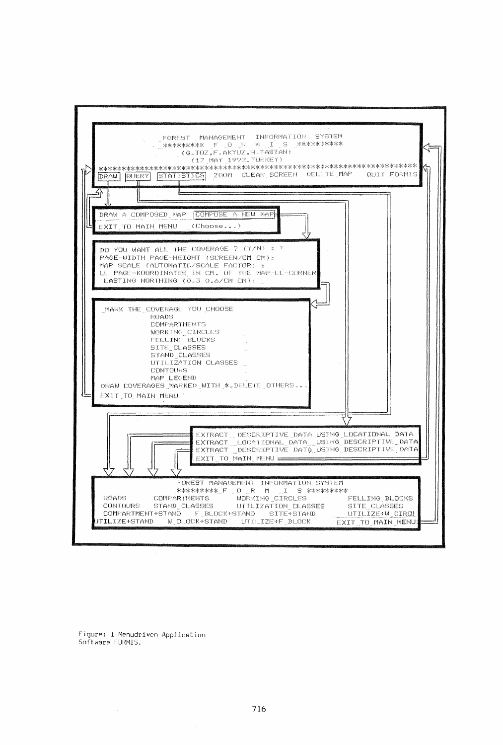```
FOREST MANAGEMENT INFORMATION SYSTEM
*********  F  O  R  M  I  S  *********
(G.TOZ.F.AKYUZ.H.TASTAN)
(17 MAY 1992.TURKEY)
************************************************************************
DRAW  QUERY  STATISTICS  ZOOM  CLEAR SCREEN  DELETE_MAP  QUIT FORMIS
```

```
DRAW A COMPOSED MAP  COMPOSE A NEW MAP
EXIT TO MAIN MENU  (Choose...)
```

```
DO YOU WANT ALL THE COVERAGE ? (Y/N) : Y
PAGE-WIDTH PAGE-HEIGHT (SCREEN/CM CM):
MAP SCALE (AUTOMATIC/SCALE FACTOR) :
LL PAGE-KOORDINATES IN CM. OF THE MAP-LL-CORNER
 EASTING NORTHING (0.3 0.6/CM CM): _
```

```
MARK THE COVERAGE YOU CHOOSE
          ROADS
          COMPARTMENTS
          WORKING CIRCLES
          FELLING BLOCKS
          SITE CLASSES
          STAND CLASSES
          UTILIZATION CLASSES
          CONTOURS
          MAP LEGEND
DRAW COVERAGES MARKED WITH *.DELETE OTHERS...
EXIT TO MAIN MENU
```

```
EXTRACT  DESCRIPTIVE DATA USING LOCATIONAL DATA
EXTRACT  LOCATIONAL DATA  USING DESCRIPTIVE DATA
EXTRACT  DESCRIPTIVE DATA USING DESCRIPTIVE DATA
EXIT TO MAIN MENU
```

```
FOREST MANAGEMENT INFORMATION SYSTEM
*********  F  O  R  M  I  S  *********
ROADS            COMPARTMENTS     WORKING_CIRCLES       FELLING_BLOCKS
CONTOURS         STAND_CLASSES    UTILIZATION_CLASSES   SITE_CLASSES
COMPARTMENT+STAND    F_BLOCK+STAND    SITE+STAND        UTILIZE+W_CIRC
UTILIZE+STAND    W_BLOCK+STAND    UTILIZE+F_BLOCK       EXIT TO MAIN MENU
```

Figure: 1 Menudriven Application Software FORMIS.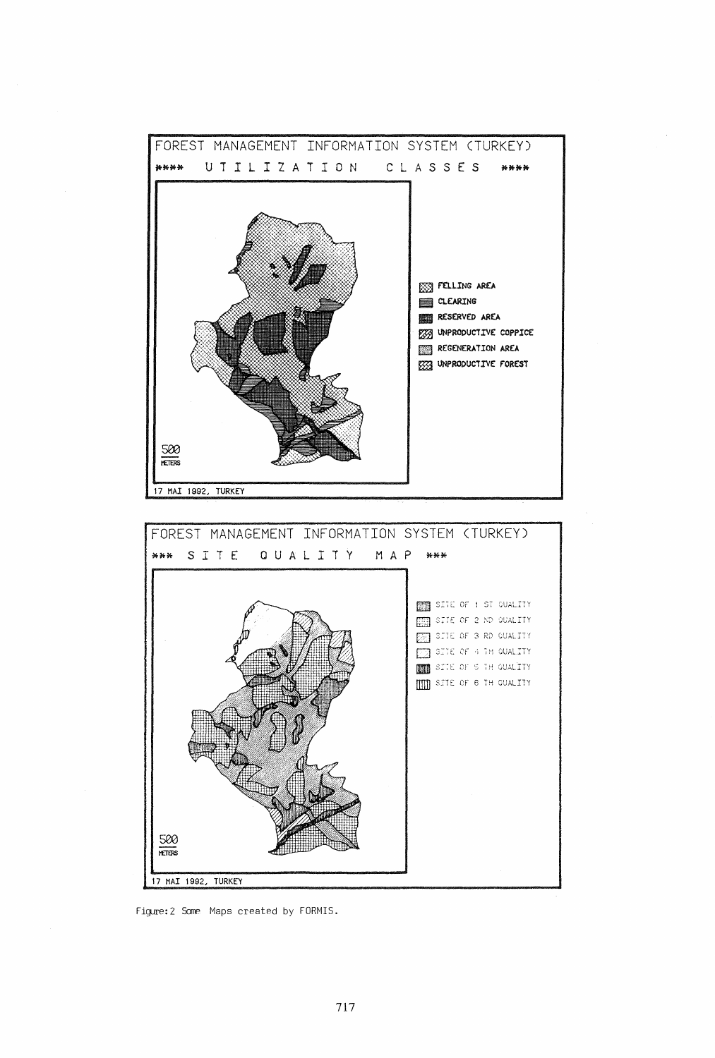FOREST MANAGEMENT INFORMATION SYSTEM (TURKEY)

**** UTILIZATION CLASSES ****

- FELLING AREA
- CLEARING
- RESERVED AREA
- UNPRODUCTIVE COPPICE
- REGENERATION AREA
- UNPRODUCTIVE FOREST

500 METERS

17 MAI 1992, TURKEY

FOREST MANAGEMENT INFORMATION SYSTEM (TURKEY)

*** SITE QUALITY MAP ***

- SITE OF 1 ST QUALITY
- SITE OF 2 ND QUALITY
- SITE OF 3 RD QUALITY
- SITE OF 4 TH QUALITY
- SITE OF 5 TH QUALITY
- SITE OF 6 TH QUALITY

500 METERS

17 MAI 1992, TURKEY

Figure:2 Some Maps created by FORMIS.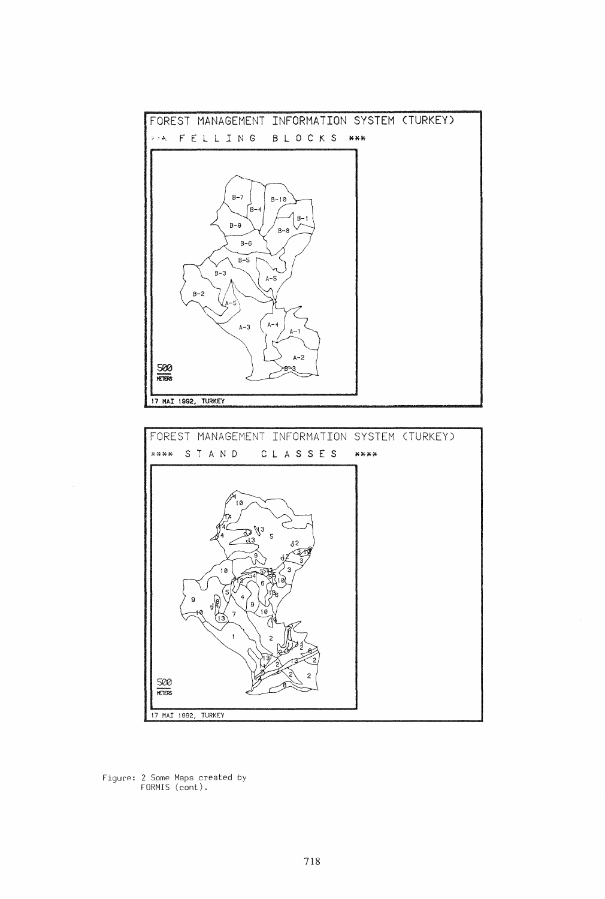FOREST MANAGEMENT INFORMATION SYSTEM (TURKEY)

*** F E L L I N G   B L O C K S ***

500 METERS

17 MAI 1992, TURKEY

FOREST MANAGEMENT INFORMATION SYSTEM (TURKEY)

**** S T A N D   C L A S S E S ****

500 METERS

17 MAI 1992, TURKEY

Figure: 2 Some Maps created by FORMIS (cont).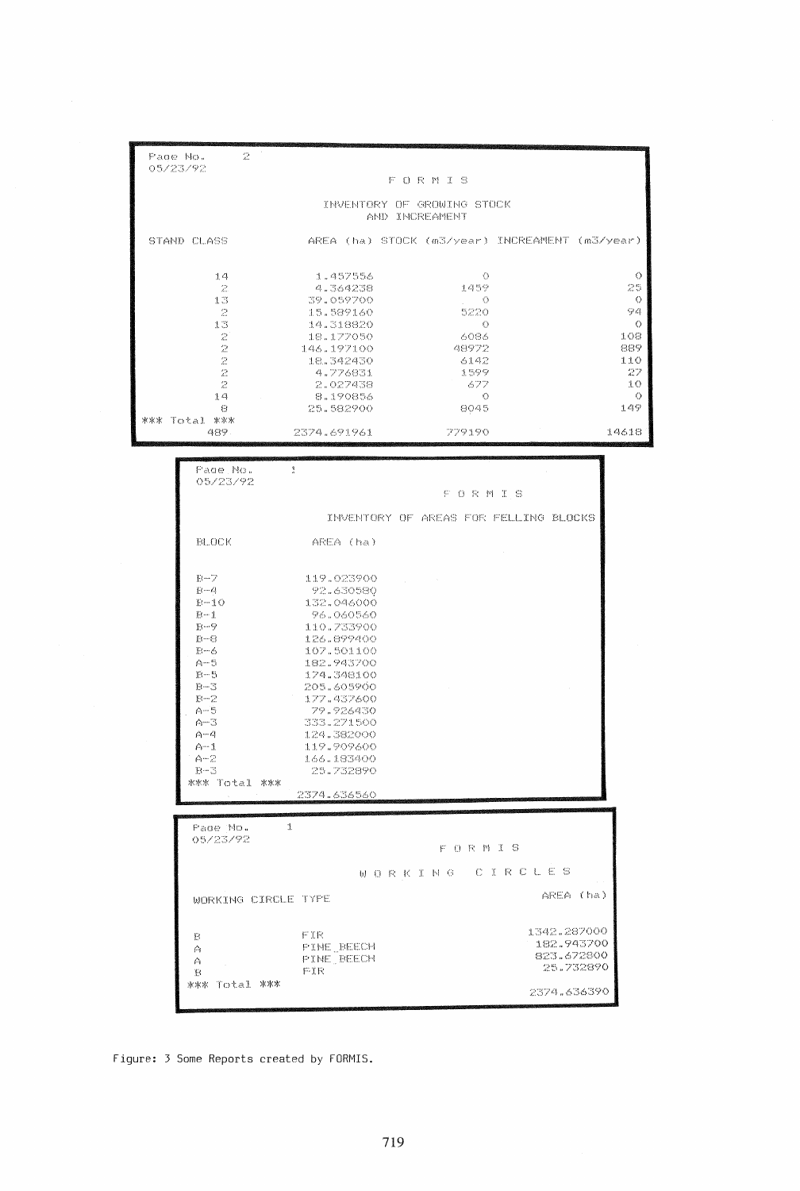Page No. 2
05/23/92

FORMIS

INVENTORY OF GROWING STOCK AND INCREAMENT

| STAND CLASS | AREA (ha) | STOCK (m3/year) | INCREAMENT (m3/year) |
|---|---|---|---|
| 14 | 1.457556 | 0 | 0 |
| 2 | 4.364238 | 1459 | 25 |
| 13 | 39.059700 | 0 | 0 |
| 2 | 15.589160 | 5220 | 94 |
| 13 | 14.318820 | 0 | 0 |
| 2 | 18.177050 | 6086 | 108 |
| 2 | 146.197100 | 48972 | 889 |
| 2 | 18.342430 | 6142 | 110 |
| 2 | 4.776831 | 1599 | 27 |
| 2 | 2.027438 | 677 | 10 |
| 14 | 8.190856 | 0 | 0 |
| 8 | 25.582900 | 8045 | 149 |
| *** Total *** | | | |
| 489 | 2374.691961 | 779190 | 14618 |

Page No. 1
05/23/92

FORMIS

INVENTORY OF AREAS FOR FELLING BLOCKS

| BLOCK | AREA (ha) |
|---|---|
| B-7 | 119.023900 |
| B-4 | 92.630580 |
| B-10 | 132.046000 |
| B-1 | 96.060560 |
| B-9 | 110.733900 |
| B-8 | 126.899400 |
| B-6 | 107.501100 |
| A-5 | 182.943700 |
| B-5 | 174.348100 |
| B-3 | 205.605900 |
| B-2 | 177.437600 |
| A-5 | 79.926430 |
| A-3 | 333.271500 |
| A-4 | 124.382000 |
| A-1 | 119.909600 |
| A-2 | 166.183400 |
| B-3 | 25.732890 |
| *** Total *** | |
| | 2374.636560 |

Page No. 1
05/23/92

FORMIS

WORKING CIRCLES

| WORKING CIRCLE | TYPE | AREA (ha) |
|---|---|---|
| B | FIR | 1342.287000 |
| A | PINE_BEECH | 182.943700 |
| A | PINE_BEECH | 823.672800 |
| B | FIR | 25.732890 |
| *** Total *** | | |
| | | 2374.636390 |

Figure: 3 Some Reports created by FORMIS.